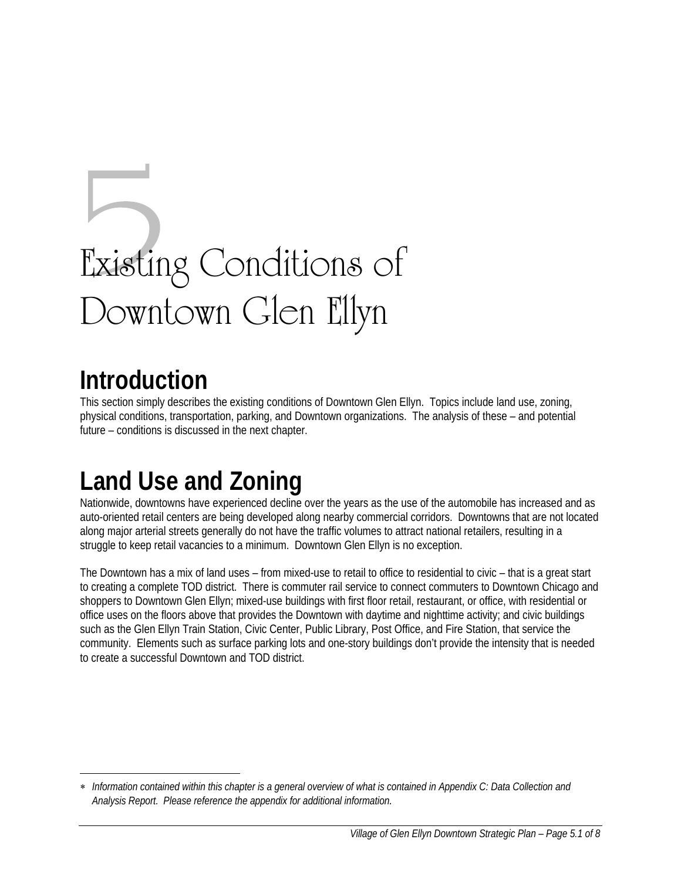# 5 Existing Conditions of Downtown Glen Ellyn

## Introduction

This section simply describes the existing conditions of Downtown Glen Ellyn. Topics include land use, zoning, physical conditions, transportation, parking, and Downtown organizations. The analysis of these – and potential future – conditions is discussed in the next chapter.

## Land Use and Zoning

Nationwide, downtowns have experienced decline over the years as the use of the automobile has increased and as auto-oriented retail centers are being developed along nearby commercial corridors. Downtowns that are not located along major arterial streets generally do not have the traffic volumes to attract national retailers, resulting in a struggle to keep retail vacancies to a minimum. Downtown Glen Ellyn is no exception.

The Downtown has a mix of land uses – from mixed-use to retail to office to residential to civic – that is a great start to creating a complete TOD district. There is commuter rail service to connect commuters to Downtown Chicago and shoppers to Downtown Glen Ellyn; mixed-use buildings with first floor retail, restaurant, or office, with residential or office uses on the floors above that provides the Downtown with daytime and nighttime activity; and civic buildings such as the Glen Ellyn Train Station, Civic Center, Public Library, Post Office, and Fire Station, that service the community. Elements such as surface parking lots and one-story buildings don't provide the intensity that is needed to create a successful Downtown and TOD district.

---

∗ *Information contained within this chapter is a general overview of what is contained in Appendix C: Data Collection and Analysis Report. Please reference the appendix for additional information.*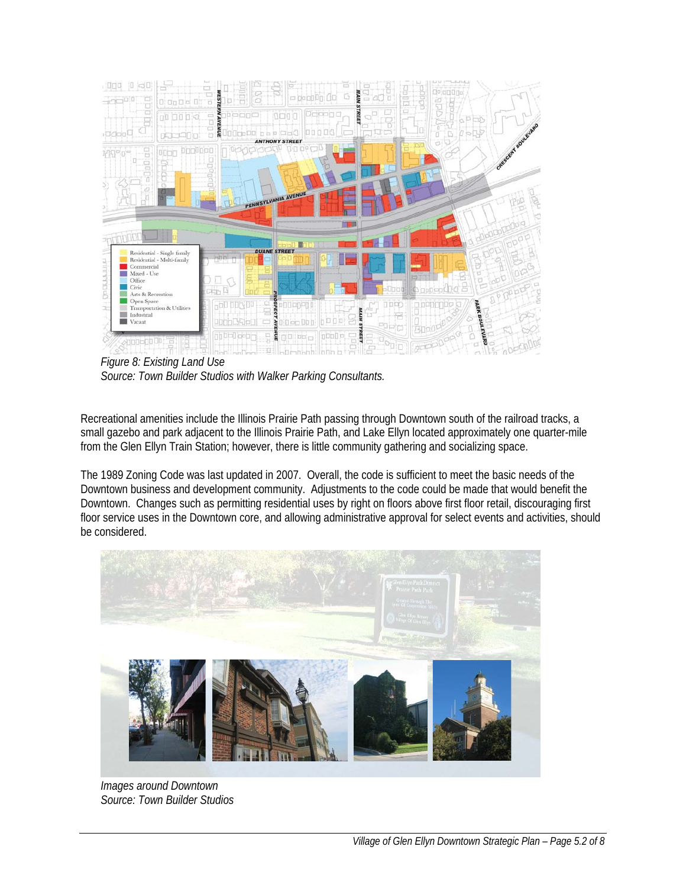*Figure 8: Existing Land Use*
*Source: Town Builder Studios with Walker Parking Consultants.*

Recreational amenities include the Illinois Prairie Path passing through Downtown south of the railroad tracks, a small gazebo and park adjacent to the Illinois Prairie Path, and Lake Ellyn located approximately one quarter-mile from the Glen Ellyn Train Station; however, there is little community gathering and socializing space.

The 1989 Zoning Code was last updated in 2007. Overall, the code is sufficient to meet the basic needs of the Downtown business and development community. Adjustments to the code could be made that would benefit the Downtown. Changes such as permitting residential uses by right on floors above first floor retail, discouraging first floor service uses in the Downtown core, and allowing administrative approval for select events and activities, should be considered.

*Images around Downtown*
*Source: Town Builder Studios*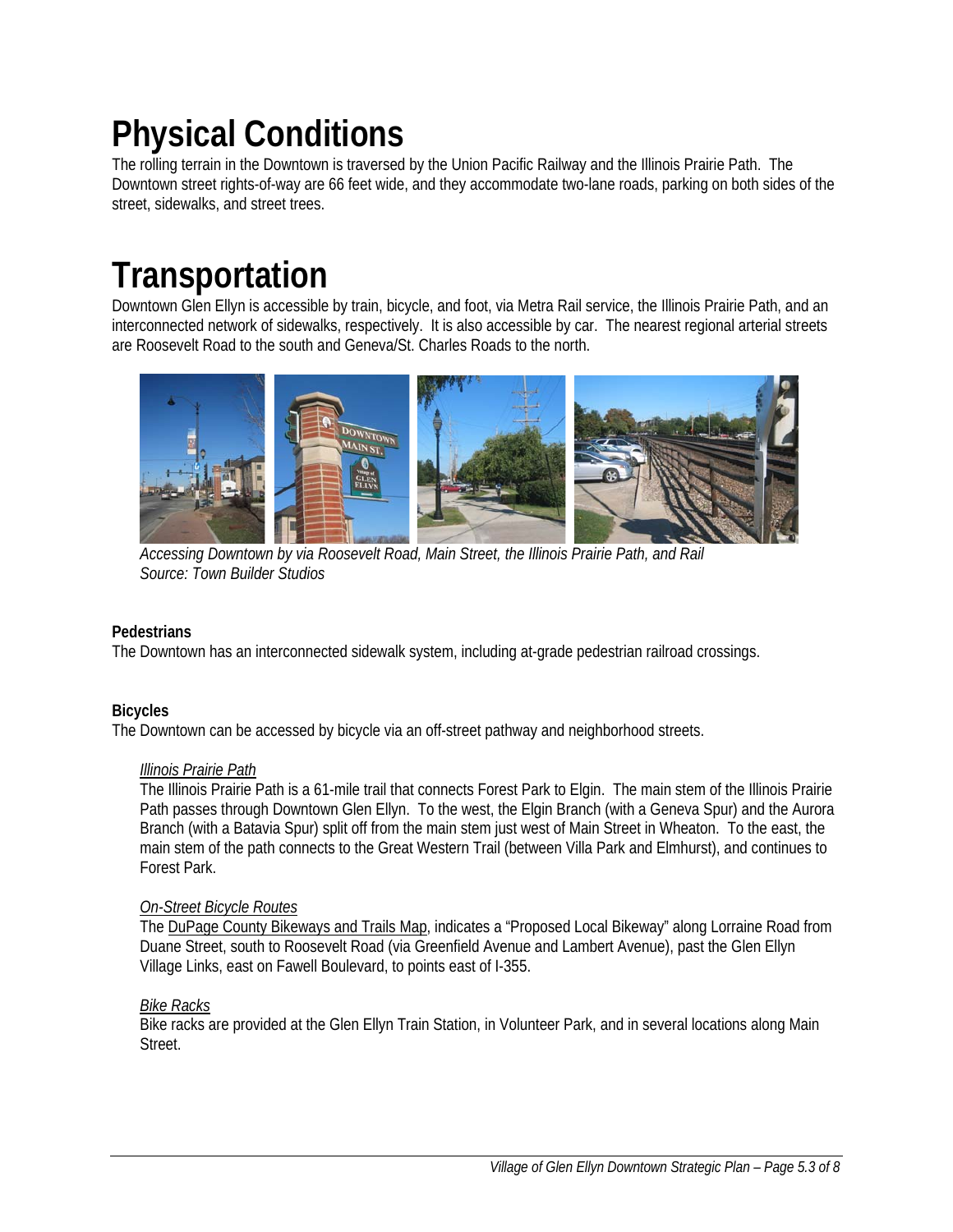# Physical Conditions

The rolling terrain in the Downtown is traversed by the Union Pacific Railway and the Illinois Prairie Path. The Downtown street rights-of-way are 66 feet wide, and they accommodate two-lane roads, parking on both sides of the street, sidewalks, and street trees.

# Transportation

Downtown Glen Ellyn is accessible by train, bicycle, and foot, via Metra Rail service, the Illinois Prairie Path, and an interconnected network of sidewalks, respectively. It is also accessible by car. The nearest regional arterial streets are Roosevelt Road to the south and Geneva/St. Charles Roads to the north.

*Accessing Downtown by via Roosevelt Road, Main Street, the Illinois Prairie Path, and Rail*
*Source: Town Builder Studios*

**Pedestrians**

The Downtown has an interconnected sidewalk system, including at-grade pedestrian railroad crossings.

**Bicycles**

The Downtown can be accessed by bicycle via an off-street pathway and neighborhood streets.

*Illinois Prairie Path*

The Illinois Prairie Path is a 61-mile trail that connects Forest Park to Elgin. The main stem of the Illinois Prairie Path passes through Downtown Glen Ellyn. To the west, the Elgin Branch (with a Geneva Spur) and the Aurora Branch (with a Batavia Spur) split off from the main stem just west of Main Street in Wheaton. To the east, the main stem of the path connects to the Great Western Trail (between Villa Park and Elmhurst), and continues to Forest Park.

*On-Street Bicycle Routes*

The DuPage County Bikeways and Trails Map, indicates a "Proposed Local Bikeway" along Lorraine Road from Duane Street, south to Roosevelt Road (via Greenfield Avenue and Lambert Avenue), past the Glen Ellyn Village Links, east on Fawell Boulevard, to points east of I-355.

*Bike Racks*

Bike racks are provided at the Glen Ellyn Train Station, in Volunteer Park, and in several locations along Main Street.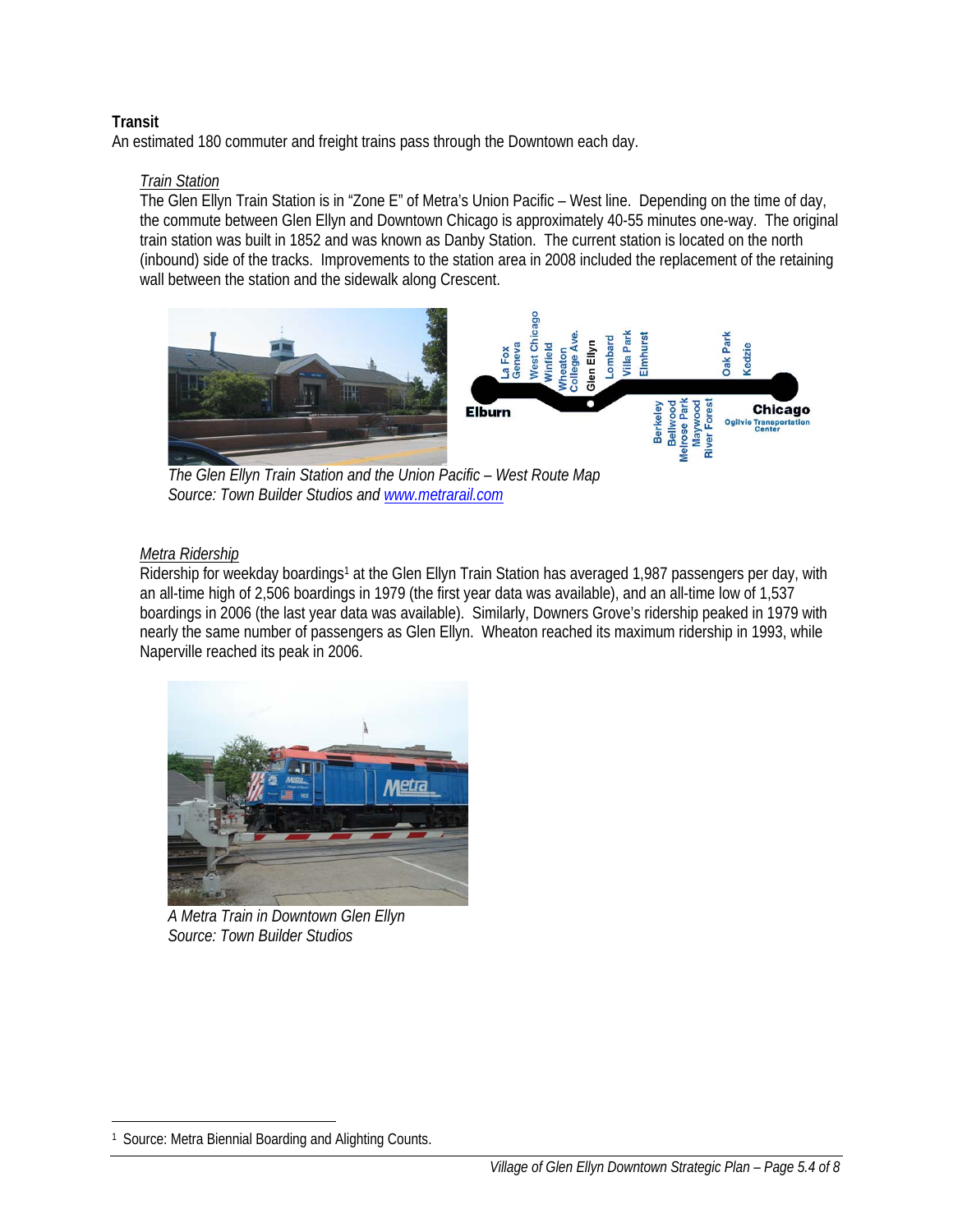**Transit**

An estimated 180 commuter and freight trains pass through the Downtown each day.

*Train Station*

The Glen Ellyn Train Station is in "Zone E" of Metra's Union Pacific – West line. Depending on the time of day, the commute between Glen Ellyn and Downtown Chicago is approximately 40-55 minutes one-way. The original train station was built in 1852 and was known as Danby Station. The current station is located on the north (inbound) side of the tracks. Improvements to the station area in 2008 included the replacement of the retaining wall between the station and the sidewalk along Crescent.

*The Glen Ellyn Train Station and the Union Pacific – West Route Map*
*Source: Town Builder Studios and [www.metrarail.com](www.metrarail.com)*

*Metra Ridership*

Ridership for weekday boardings[1] at the Glen Ellyn Train Station has averaged 1,987 passengers per day, with an all-time high of 2,506 boardings in 1979 (the first year data was available), and an all-time low of 1,537 boardings in 2006 (the last year data was available). Similarly, Downers Grove's ridership peaked in 1979 with nearly the same number of passengers as Glen Ellyn. Wheaton reached its maximum ridership in 1993, while Naperville reached its peak in 2006.

*A Metra Train in Downtown Glen Ellyn*
*Source: Town Builder Studios*

[1] Source: Metra Biennial Boarding and Alighting Counts.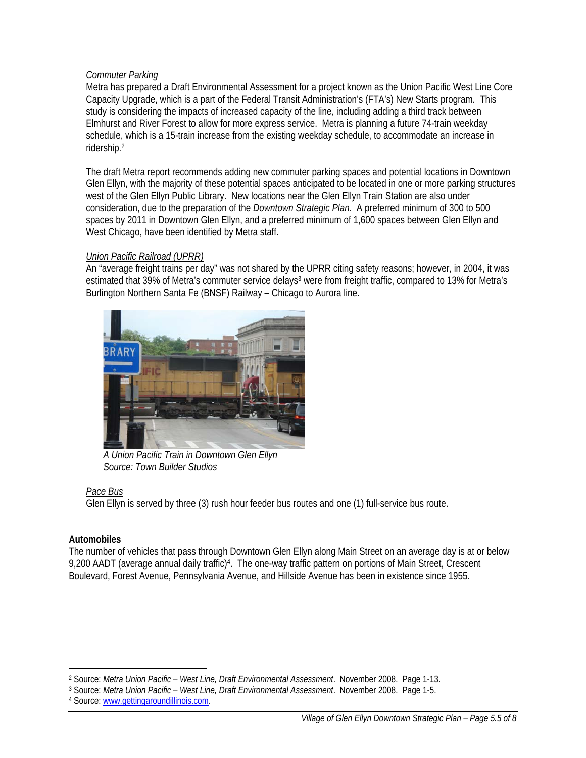*Commuter Parking*

Metra has prepared a Draft Environmental Assessment for a project known as the Union Pacific West Line Core Capacity Upgrade, which is a part of the Federal Transit Administration's (FTA's) New Starts program. This study is considering the impacts of increased capacity of the line, including adding a third track between Elmhurst and River Forest to allow for more express service. Metra is planning a future 74-train weekday schedule, which is a 15-train increase from the existing weekday schedule, to accommodate an increase in ridership.[2]

The draft Metra report recommends adding new commuter parking spaces and potential locations in Downtown Glen Ellyn, with the majority of these potential spaces anticipated to be located in one or more parking structures west of the Glen Ellyn Public Library. New locations near the Glen Ellyn Train Station are also under consideration, due to the preparation of the *Downtown Strategic Plan*. A preferred minimum of 300 to 500 spaces by 2011 in Downtown Glen Ellyn, and a preferred minimum of 1,600 spaces between Glen Ellyn and West Chicago, have been identified by Metra staff.

*Union Pacific Railroad (UPRR)*

An "average freight trains per day" was not shared by the UPRR citing safety reasons; however, in 2004, it was estimated that 39% of Metra's commuter service delays[3] were from freight traffic, compared to 13% for Metra's Burlington Northern Santa Fe (BNSF) Railway – Chicago to Aurora line.

*A Union Pacific Train in Downtown Glen Ellyn*
*Source: Town Builder Studios*

*Pace Bus*

Glen Ellyn is served by three (3) rush hour feeder bus routes and one (1) full-service bus route.

**Automobiles**

The number of vehicles that pass through Downtown Glen Ellyn along Main Street on an average day is at or below 9,200 AADT (average annual daily traffic)[4]. The one-way traffic pattern on portions of Main Street, Crescent Boulevard, Forest Avenue, Pennsylvania Avenue, and Hillside Avenue has been in existence since 1955.

---

[2] Source: *Metra Union Pacific – West Line, Draft Environmental Assessment*. November 2008. Page 1-13.

[3] Source: *Metra Union Pacific – West Line, Draft Environmental Assessment*. November 2008. Page 1-5.

[4] Source: www.gettingaroundillinois.com.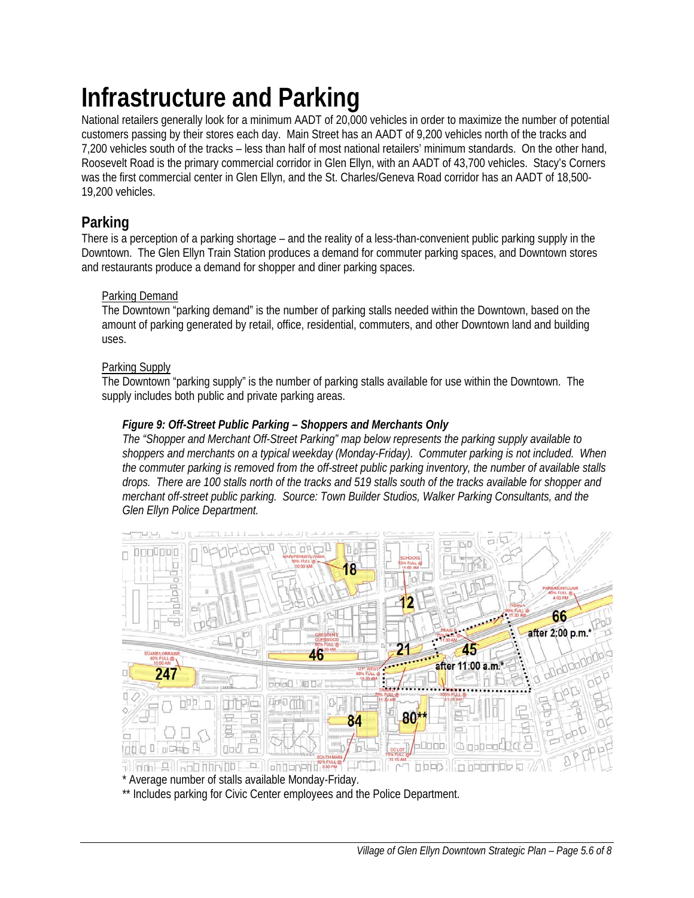# Infrastructure and Parking

National retailers generally look for a minimum AADT of 20,000 vehicles in order to maximize the number of potential customers passing by their stores each day. Main Street has an AADT of 9,200 vehicles north of the tracks and 7,200 vehicles south of the tracks – less than half of most national retailers' minimum standards. On the other hand, Roosevelt Road is the primary commercial corridor in Glen Ellyn, with an AADT of 43,700 vehicles. Stacy's Corners was the first commercial center in Glen Ellyn, and the St. Charles/Geneva Road corridor has an AADT of 18,500-19,200 vehicles.

## Parking

There is a perception of a parking shortage – and the reality of a less-than-convenient public parking supply in the Downtown. The Glen Ellyn Train Station produces a demand for commuter parking spaces, and Downtown stores and restaurants produce a demand for shopper and diner parking spaces.

Parking Demand

The Downtown "parking demand" is the number of parking stalls needed within the Downtown, based on the amount of parking generated by retail, office, residential, commuters, and other Downtown land and building uses.

Parking Supply

The Downtown "parking supply" is the number of parking stalls available for use within the Downtown. The supply includes both public and private parking areas.

***Figure 9: Off-Street Public Parking – Shoppers and Merchants Only***

*The "Shopper and Merchant Off-Street Parking" map below represents the parking supply available to shoppers and merchants on a typical weekday (Monday-Friday). Commuter parking is not included. When the commuter parking is removed from the off-street public parking inventory, the number of available stalls drops. There are 100 stalls north of the tracks and 519 stalls south of the tracks available for shopper and merchant off-street public parking. Source: Town Builder Studios, Walker Parking Consultants, and the Glen Ellyn Police Department.*

\* Average number of stalls available Monday-Friday.

\*\* Includes parking for Civic Center employees and the Police Department.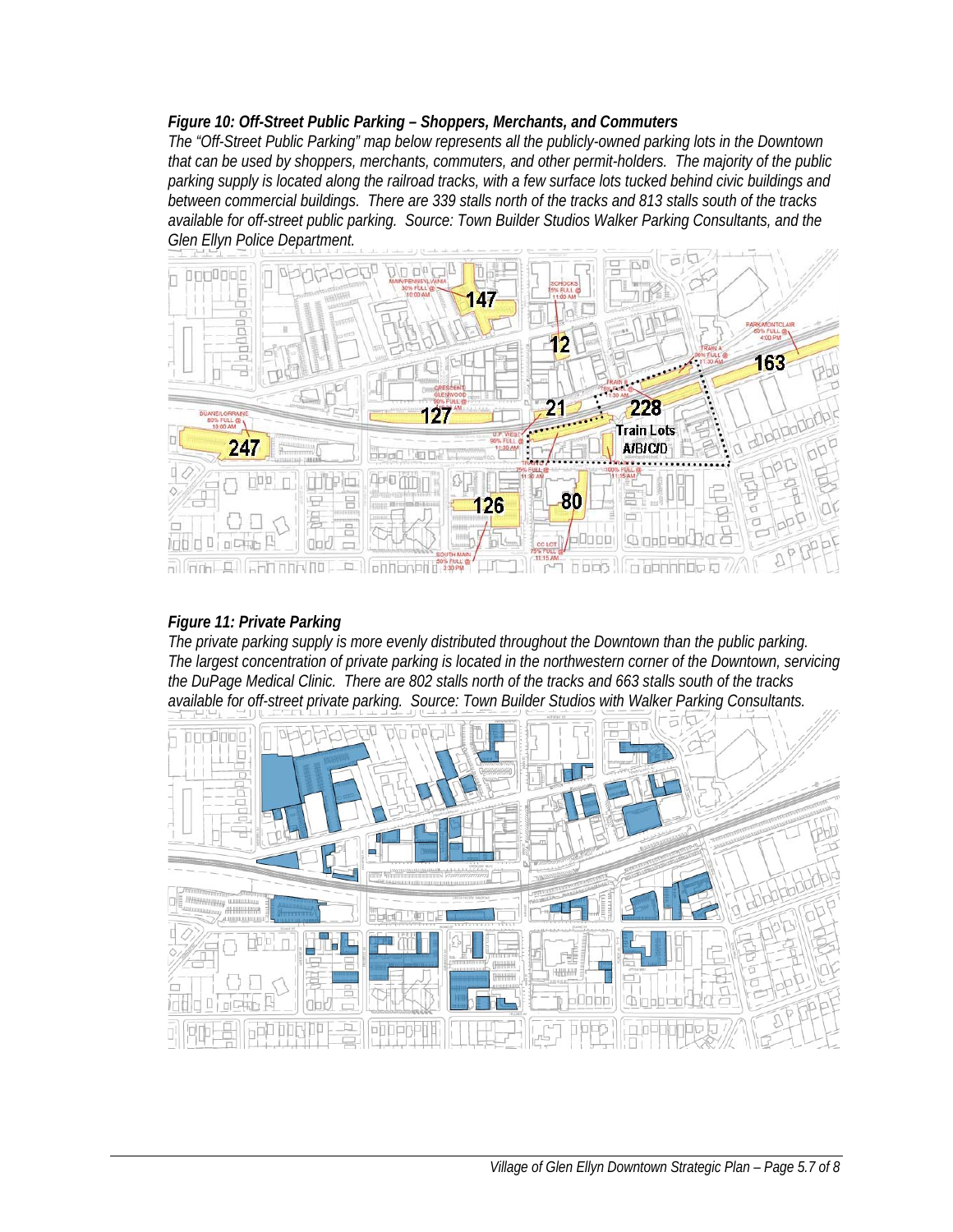***Figure 10: Off-Street Public Parking – Shoppers, Merchants, and Commuters***

*The "Off-Street Public Parking" map below represents all the publicly-owned parking lots in the Downtown that can be used by shoppers, merchants, commuters, and other permit-holders. The majority of the public parking supply is located along the railroad tracks, with a few surface lots tucked behind civic buildings and between commercial buildings. There are 339 stalls north of the tracks and 813 stalls south of the tracks available for off-street public parking. Source: Town Builder Studios Walker Parking Consultants, and the Glen Ellyn Police Department.*

***Figure 11: Private Parking***

*The private parking supply is more evenly distributed throughout the Downtown than the public parking. The largest concentration of private parking is located in the northwestern corner of the Downtown, servicing the DuPage Medical Clinic. There are 802 stalls north of the tracks and 663 stalls south of the tracks available for off-street private parking. Source: Town Builder Studios with Walker Parking Consultants.*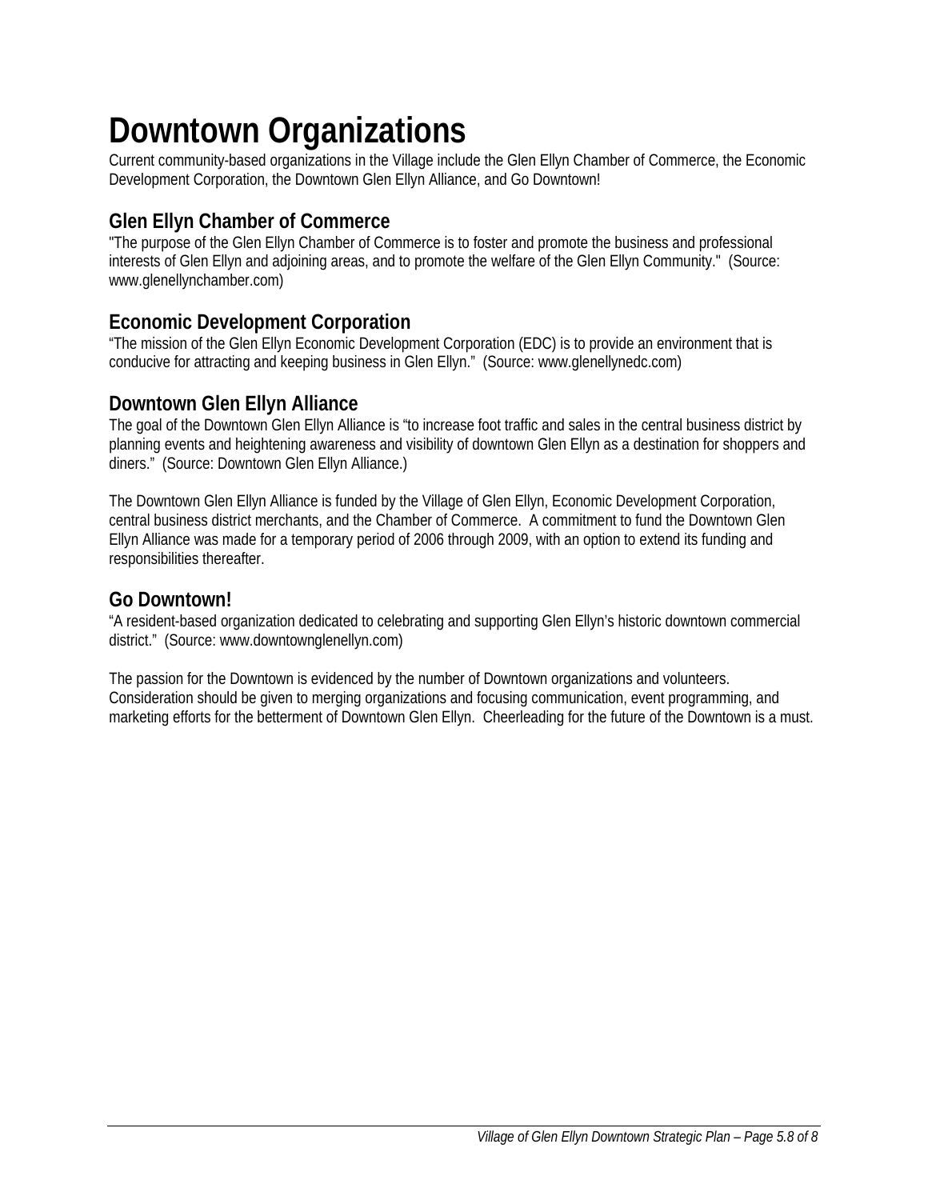# Downtown Organizations

Current community-based organizations in the Village include the Glen Ellyn Chamber of Commerce, the Economic Development Corporation, the Downtown Glen Ellyn Alliance, and Go Downtown!

## Glen Ellyn Chamber of Commerce

"The purpose of the Glen Ellyn Chamber of Commerce is to foster and promote the business and professional interests of Glen Ellyn and adjoining areas, and to promote the welfare of the Glen Ellyn Community." (Source: www.glenellynchamber.com)

## Economic Development Corporation

"The mission of the Glen Ellyn Economic Development Corporation (EDC) is to provide an environment that is conducive for attracting and keeping business in Glen Ellyn." (Source: www.glenellynedc.com)

## Downtown Glen Ellyn Alliance

The goal of the Downtown Glen Ellyn Alliance is "to increase foot traffic and sales in the central business district by planning events and heightening awareness and visibility of downtown Glen Ellyn as a destination for shoppers and diners." (Source: Downtown Glen Ellyn Alliance.)

The Downtown Glen Ellyn Alliance is funded by the Village of Glen Ellyn, Economic Development Corporation, central business district merchants, and the Chamber of Commerce. A commitment to fund the Downtown Glen Ellyn Alliance was made for a temporary period of 2006 through 2009, with an option to extend its funding and responsibilities thereafter.

## Go Downtown!

"A resident-based organization dedicated to celebrating and supporting Glen Ellyn's historic downtown commercial district." (Source: www.downtownglenellyn.com)

The passion for the Downtown is evidenced by the number of Downtown organizations and volunteers. Consideration should be given to merging organizations and focusing communication, event programming, and marketing efforts for the betterment of Downtown Glen Ellyn. Cheerleading for the future of the Downtown is a must.